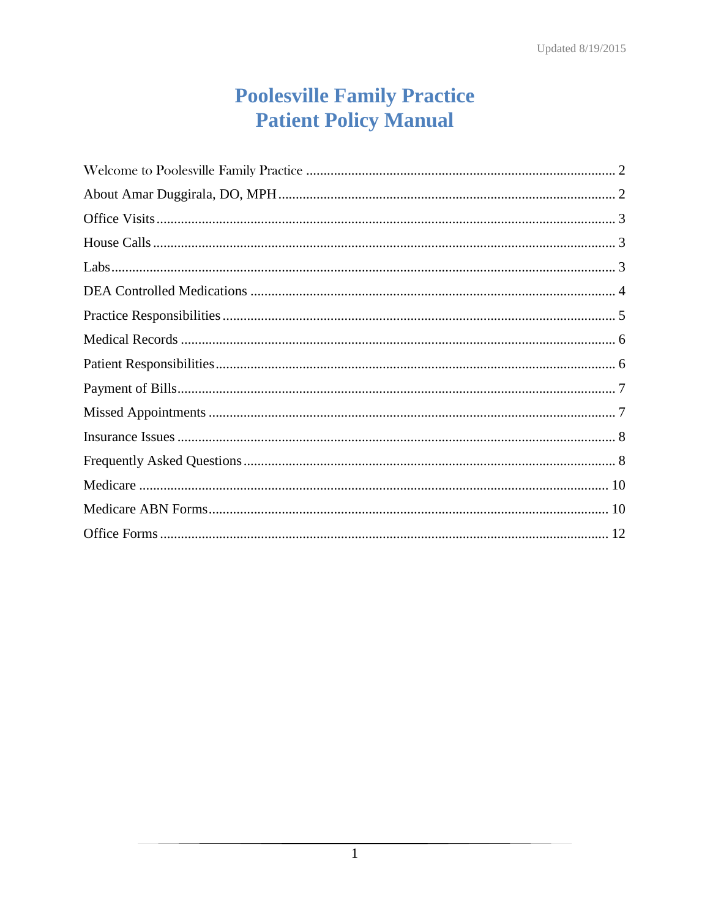Updated 8/19/2015

# Poolesville Family Practice
# Patient Policy Manual

| Section | Page |
| --- | --- |
| Welcome to Poolesville Family Practice | 2 |
| About Amar Duggirala, DO, MPH | 2 |
| Office Visits | 3 |
| House Calls | 3 |
| Labs | 3 |
| DEA Controlled Medications | 4 |
| Practice Responsibilities | 5 |
| Medical Records | 6 |
| Patient Responsibilities | 6 |
| Payment of Bills | 7 |
| Missed Appointments | 7 |
| Insurance Issues | 8 |
| Frequently Asked Questions | 8 |
| Medicare | 10 |
| Medicare ABN Forms | 10 |
| Office Forms | 12 |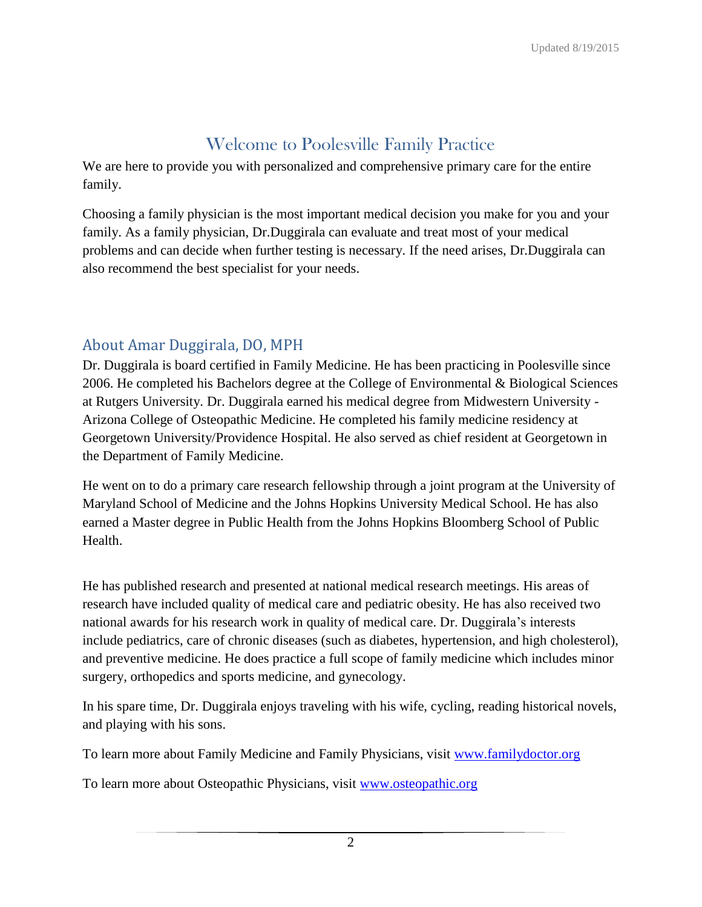# Welcome to Poolesville Family Practice

We are here to provide you with personalized and comprehensive primary care for the entire family.

Choosing a family physician is the most important medical decision you make for you and your family. As a family physician, Dr.Duggirala can evaluate and treat most of your medical problems and can decide when further testing is necessary. If the need arises, Dr.Duggirala can also recommend the best specialist for your needs.

## About Amar Duggirala, DO, MPH

Dr. Duggirala is board certified in Family Medicine. He has been practicing in Poolesville since 2006. He completed his Bachelors degree at the College of Environmental & Biological Sciences at Rutgers University. Dr. Duggirala earned his medical degree from Midwestern University - Arizona College of Osteopathic Medicine. He completed his family medicine residency at Georgetown University/Providence Hospital. He also served as chief resident at Georgetown in the Department of Family Medicine.

He went on to do a primary care research fellowship through a joint program at the University of Maryland School of Medicine and the Johns Hopkins University Medical School. He has also earned a Master degree in Public Health from the Johns Hopkins Bloomberg School of Public Health.

He has published research and presented at national medical research meetings. His areas of research have included quality of medical care and pediatric obesity. He has also received two national awards for his research work in quality of medical care. Dr. Duggirala's interests include pediatrics, care of chronic diseases (such as diabetes, hypertension, and high cholesterol), and preventive medicine. He does practice a full scope of family medicine which includes minor surgery, orthopedics and sports medicine, and gynecology.

In his spare time, Dr. Duggirala enjoys traveling with his wife, cycling, reading historical novels, and playing with his sons.

To learn more about Family Medicine and Family Physicians, visit [www.familydoctor.org](http://www.familydoctor.org)

To learn more about Osteopathic Physicians, visit [www.osteopathic.org](http://www.osteopathic.org)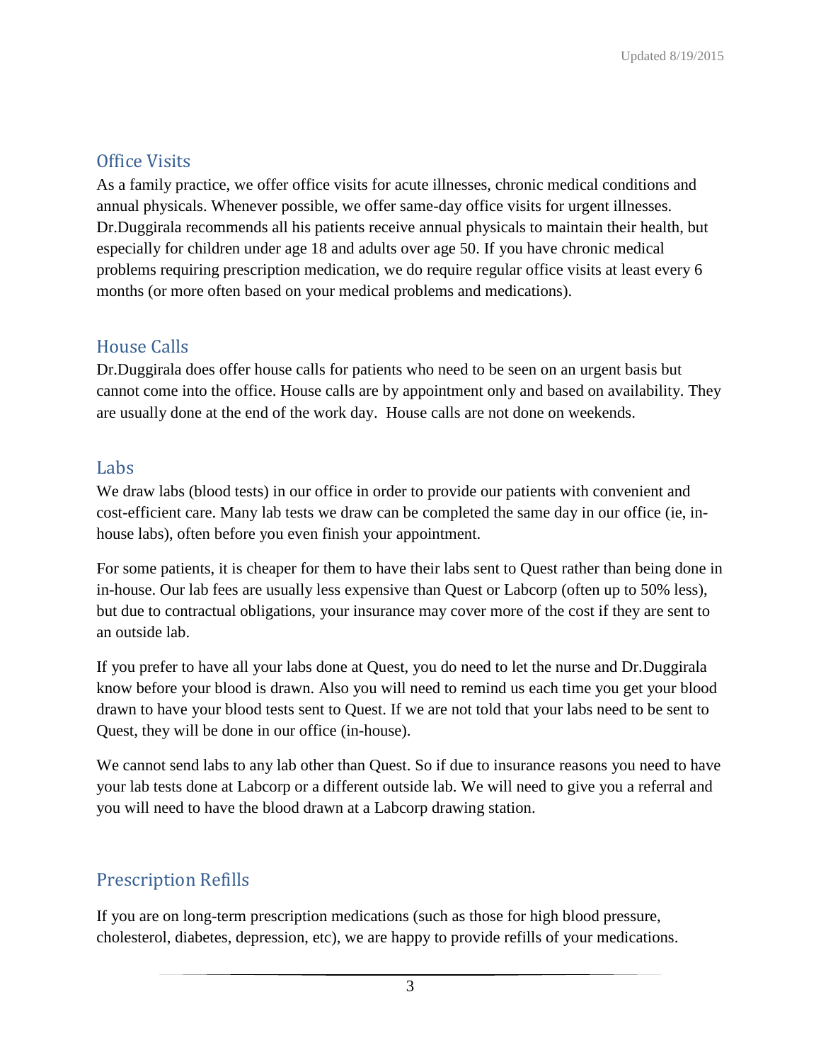## Office Visits

As a family practice, we offer office visits for acute illnesses, chronic medical conditions and annual physicals. Whenever possible, we offer same-day office visits for urgent illnesses. Dr.Duggirala recommends all his patients receive annual physicals to maintain their health, but especially for children under age 18 and adults over age 50. If you have chronic medical problems requiring prescription medication, we do require regular office visits at least every 6 months (or more often based on your medical problems and medications).

## House Calls

Dr.Duggirala does offer house calls for patients who need to be seen on an urgent basis but cannot come into the office. House calls are by appointment only and based on availability. They are usually done at the end of the work day. House calls are not done on weekends.

## Labs

We draw labs (blood tests) in our office in order to provide our patients with convenient and cost-efficient care. Many lab tests we draw can be completed the same day in our office (ie, in-house labs), often before you even finish your appointment.

For some patients, it is cheaper for them to have their labs sent to Quest rather than being done in in-house. Our lab fees are usually less expensive than Quest or Labcorp (often up to 50% less), but due to contractual obligations, your insurance may cover more of the cost if they are sent to an outside lab.

If you prefer to have all your labs done at Quest, you do need to let the nurse and Dr.Duggirala know before your blood is drawn. Also you will need to remind us each time you get your blood drawn to have your blood tests sent to Quest. If we are not told that your labs need to be sent to Quest, they will be done in our office (in-house).

We cannot send labs to any lab other than Quest. So if due to insurance reasons you need to have your lab tests done at Labcorp or a different outside lab. We will need to give you a referral and you will need to have the blood drawn at a Labcorp drawing station.

## Prescription Refills

If you are on long-term prescription medications (such as those for high blood pressure, cholesterol, diabetes, depression, etc), we are happy to provide refills of your medications.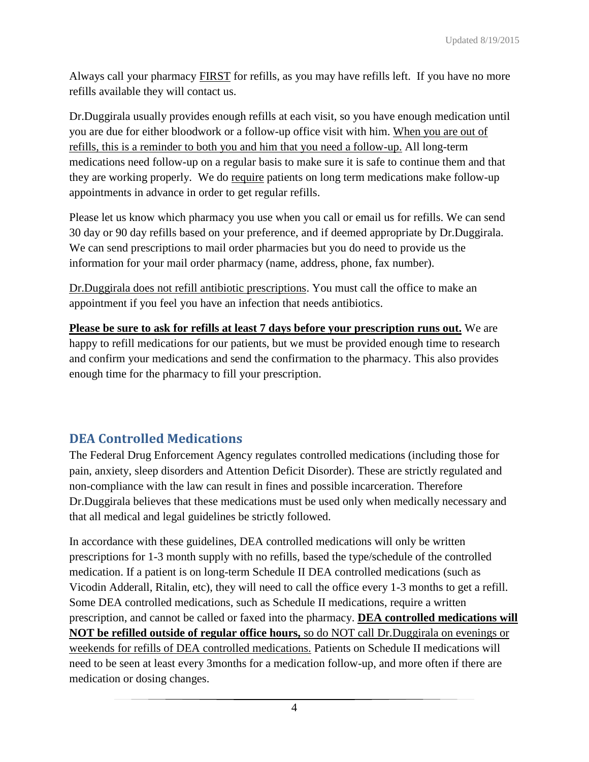Always call your pharmacy FIRST for refills, as you may have refills left. If you have no more refills available they will contact us.

Dr.Duggirala usually provides enough refills at each visit, so you have enough medication until you are due for either bloodwork or a follow-up office visit with him. When you are out of refills, this is a reminder to both you and him that you need a follow-up. All long-term medications need follow-up on a regular basis to make sure it is safe to continue them and that they are working properly. We do require patients on long term medications make follow-up appointments in advance in order to get regular refills.

Please let us know which pharmacy you use when you call or email us for refills. We can send 30 day or 90 day refills based on your preference, and if deemed appropriate by Dr.Duggirala. We can send prescriptions to mail order pharmacies but you do need to provide us the information for your mail order pharmacy (name, address, phone, fax number).

Dr.Duggirala does not refill antibiotic prescriptions. You must call the office to make an appointment if you feel you have an infection that needs antibiotics.

**Please be sure to ask for refills at least 7 days before your prescription runs out.** We are happy to refill medications for our patients, but we must be provided enough time to research and confirm your medications and send the confirmation to the pharmacy. This also provides enough time for the pharmacy to fill your prescription.

## DEA Controlled Medications

The Federal Drug Enforcement Agency regulates controlled medications (including those for pain, anxiety, sleep disorders and Attention Deficit Disorder). These are strictly regulated and non-compliance with the law can result in fines and possible incarceration. Therefore Dr.Duggirala believes that these medications must be used only when medically necessary and that all medical and legal guidelines be strictly followed.

In accordance with these guidelines, DEA controlled medications will only be written prescriptions for 1-3 month supply with no refills, based the type/schedule of the controlled medication. If a patient is on long-term Schedule II DEA controlled medications (such as Vicodin Adderall, Ritalin, etc), they will need to call the office every 1-3 months to get a refill. Some DEA controlled medications, such as Schedule II medications, require a written prescription, and cannot be called or faxed into the pharmacy. **DEA controlled medications will NOT be refilled outside of regular office hours,** so do NOT call Dr.Duggirala on evenings or weekends for refills of DEA controlled medications. Patients on Schedule II medications will need to be seen at least every 3months for a medication follow-up, and more often if there are medication or dosing changes.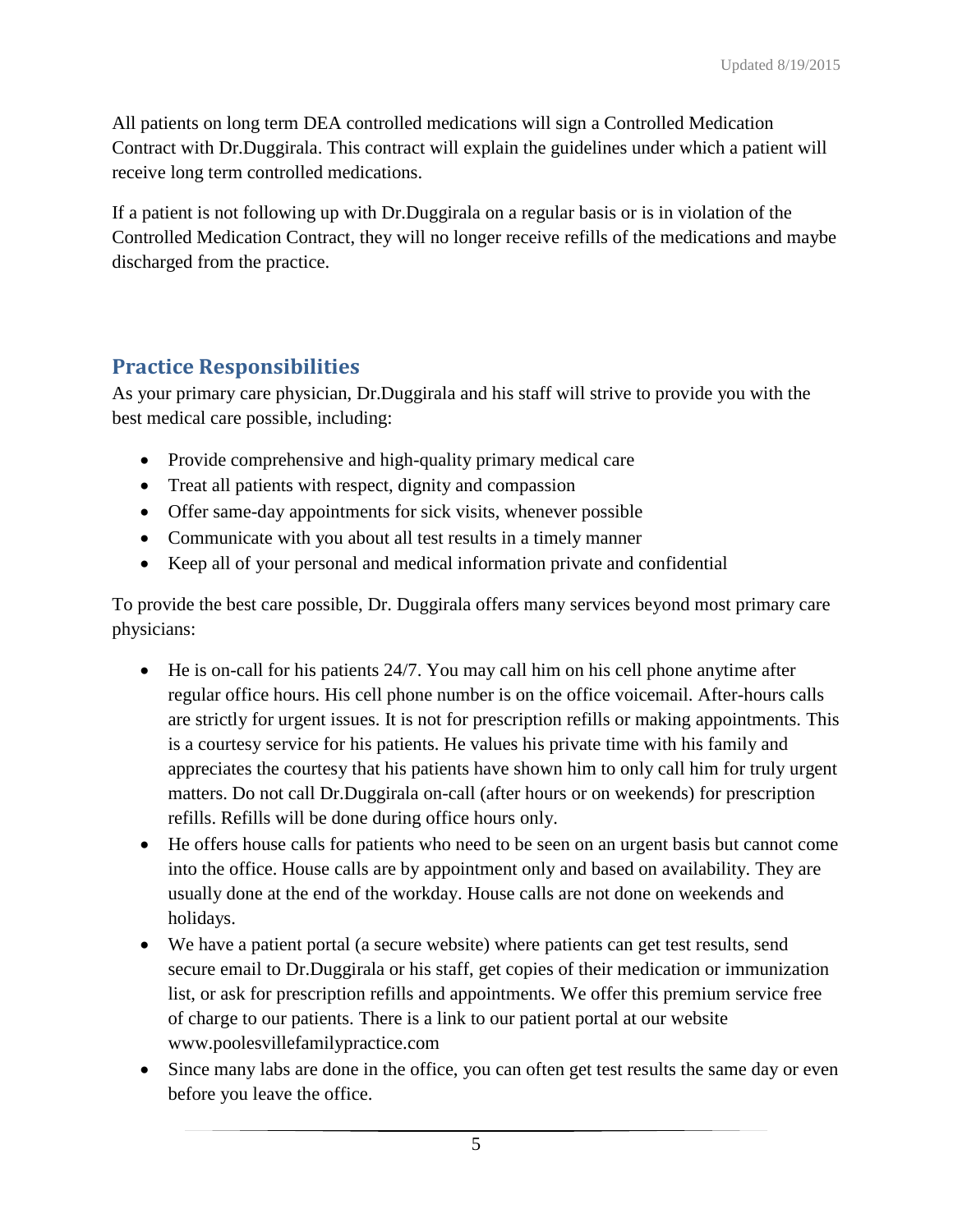All patients on long term DEA controlled medications will sign a Controlled Medication Contract with Dr.Duggirala. This contract will explain the guidelines under which a patient will receive long term controlled medications.

If a patient is not following up with Dr.Duggirala on a regular basis or is in violation of the Controlled Medication Contract, they will no longer receive refills of the medications and maybe discharged from the practice.

## Practice Responsibilities

As your primary care physician, Dr.Duggirala and his staff will strive to provide you with the best medical care possible, including:

- Provide comprehensive and high-quality primary medical care
- Treat all patients with respect, dignity and compassion
- Offer same-day appointments for sick visits, whenever possible
- Communicate with you about all test results in a timely manner
- Keep all of your personal and medical information private and confidential

To provide the best care possible, Dr. Duggirala offers many services beyond most primary care physicians:

- He is on-call for his patients 24/7. You may call him on his cell phone anytime after regular office hours. His cell phone number is on the office voicemail. After-hours calls are strictly for urgent issues. It is not for prescription refills or making appointments. This is a courtesy service for his patients. He values his private time with his family and appreciates the courtesy that his patients have shown him to only call him for truly urgent matters. Do not call Dr.Duggirala on-call (after hours or on weekends) for prescription refills. Refills will be done during office hours only.
- He offers house calls for patients who need to be seen on an urgent basis but cannot come into the office. House calls are by appointment only and based on availability. They are usually done at the end of the workday. House calls are not done on weekends and holidays.
- We have a patient portal (a secure website) where patients can get test results, send secure email to Dr.Duggirala or his staff, get copies of their medication or immunization list, or ask for prescription refills and appointments. We offer this premium service free of charge to our patients. There is a link to our patient portal at our website www.poolesvillefamilypractice.com
- Since many labs are done in the office, you can often get test results the same day or even before you leave the office.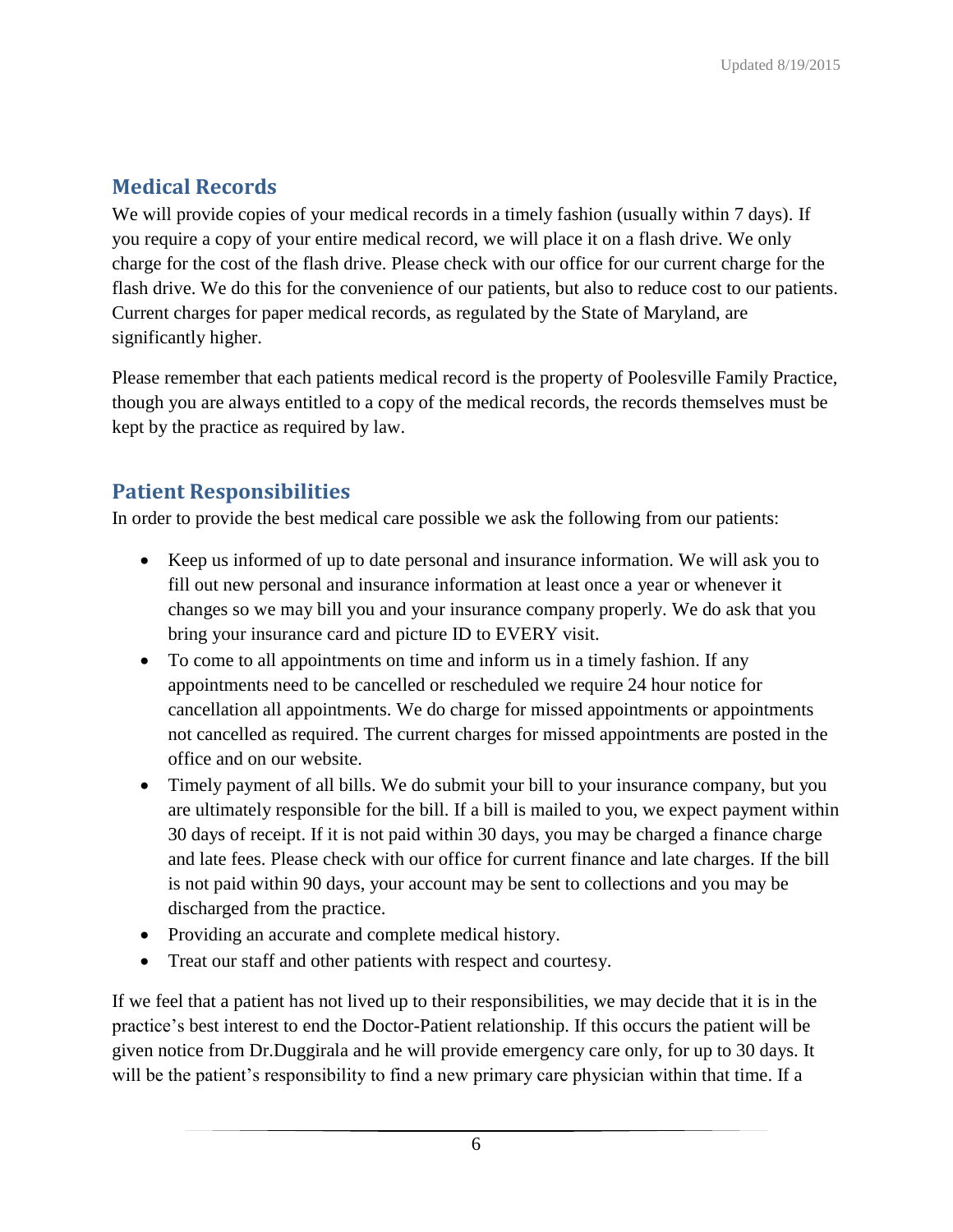## Medical Records

We will provide copies of your medical records in a timely fashion (usually within 7 days). If you require a copy of your entire medical record, we will place it on a flash drive. We only charge for the cost of the flash drive. Please check with our office for our current charge for the flash drive. We do this for the convenience of our patients, but also to reduce cost to our patients. Current charges for paper medical records, as regulated by the State of Maryland, are significantly higher.

Please remember that each patients medical record is the property of Poolesville Family Practice, though you are always entitled to a copy of the medical records, the records themselves must be kept by the practice as required by law.

## Patient Responsibilities

In order to provide the best medical care possible we ask the following from our patients:

- Keep us informed of up to date personal and insurance information. We will ask you to fill out new personal and insurance information at least once a year or whenever it changes so we may bill you and your insurance company properly. We do ask that you bring your insurance card and picture ID to EVERY visit.
- To come to all appointments on time and inform us in a timely fashion. If any appointments need to be cancelled or rescheduled we require 24 hour notice for cancellation all appointments. We do charge for missed appointments or appointments not cancelled as required. The current charges for missed appointments are posted in the office and on our website.
- Timely payment of all bills. We do submit your bill to your insurance company, but you are ultimately responsible for the bill. If a bill is mailed to you, we expect payment within 30 days of receipt. If it is not paid within 30 days, you may be charged a finance charge and late fees. Please check with our office for current finance and late charges. If the bill is not paid within 90 days, your account may be sent to collections and you may be discharged from the practice.
- Providing an accurate and complete medical history.
- Treat our staff and other patients with respect and courtesy.

If we feel that a patient has not lived up to their responsibilities, we may decide that it is in the practice's best interest to end the Doctor-Patient relationship. If this occurs the patient will be given notice from Dr.Duggirala and he will provide emergency care only, for up to 30 days. It will be the patient's responsibility to find a new primary care physician within that time. If a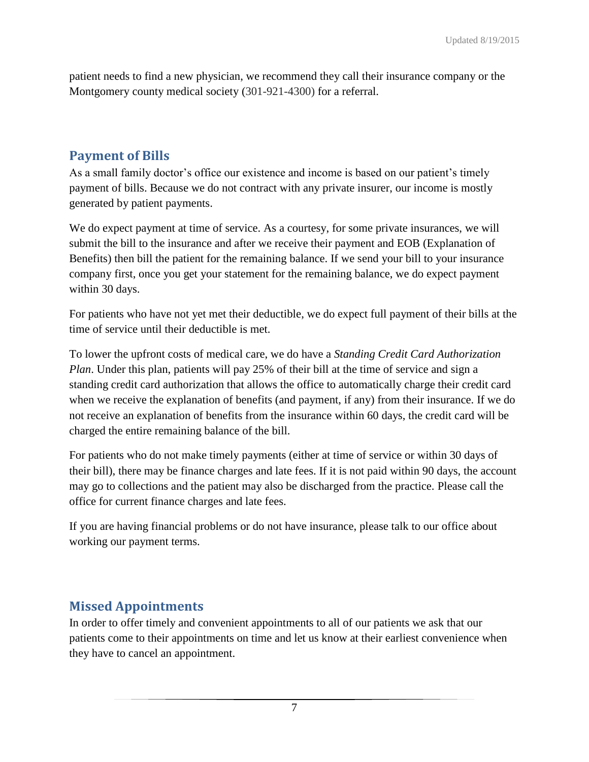patient needs to find a new physician, we recommend they call their insurance company or the Montgomery county medical society (301-921-4300) for a referral.

## Payment of Bills

As a small family doctor's office our existence and income is based on our patient's timely payment of bills. Because we do not contract with any private insurer, our income is mostly generated by patient payments.

We do expect payment at time of service. As a courtesy, for some private insurances, we will submit the bill to the insurance and after we receive their payment and EOB (Explanation of Benefits) then bill the patient for the remaining balance. If we send your bill to your insurance company first, once you get your statement for the remaining balance, we do expect payment within 30 days.

For patients who have not yet met their deductible, we do expect full payment of their bills at the time of service until their deductible is met.

To lower the upfront costs of medical care, we do have a *Standing Credit Card Authorization Plan*. Under this plan, patients will pay 25% of their bill at the time of service and sign a standing credit card authorization that allows the office to automatically charge their credit card when we receive the explanation of benefits (and payment, if any) from their insurance. If we do not receive an explanation of benefits from the insurance within 60 days, the credit card will be charged the entire remaining balance of the bill.

For patients who do not make timely payments (either at time of service or within 30 days of their bill), there may be finance charges and late fees. If it is not paid within 90 days, the account may go to collections and the patient may also be discharged from the practice. Please call the office for current finance charges and late fees.

If you are having financial problems or do not have insurance, please talk to our office about working our payment terms.

## Missed Appointments

In order to offer timely and convenient appointments to all of our patients we ask that our patients come to their appointments on time and let us know at their earliest convenience when they have to cancel an appointment.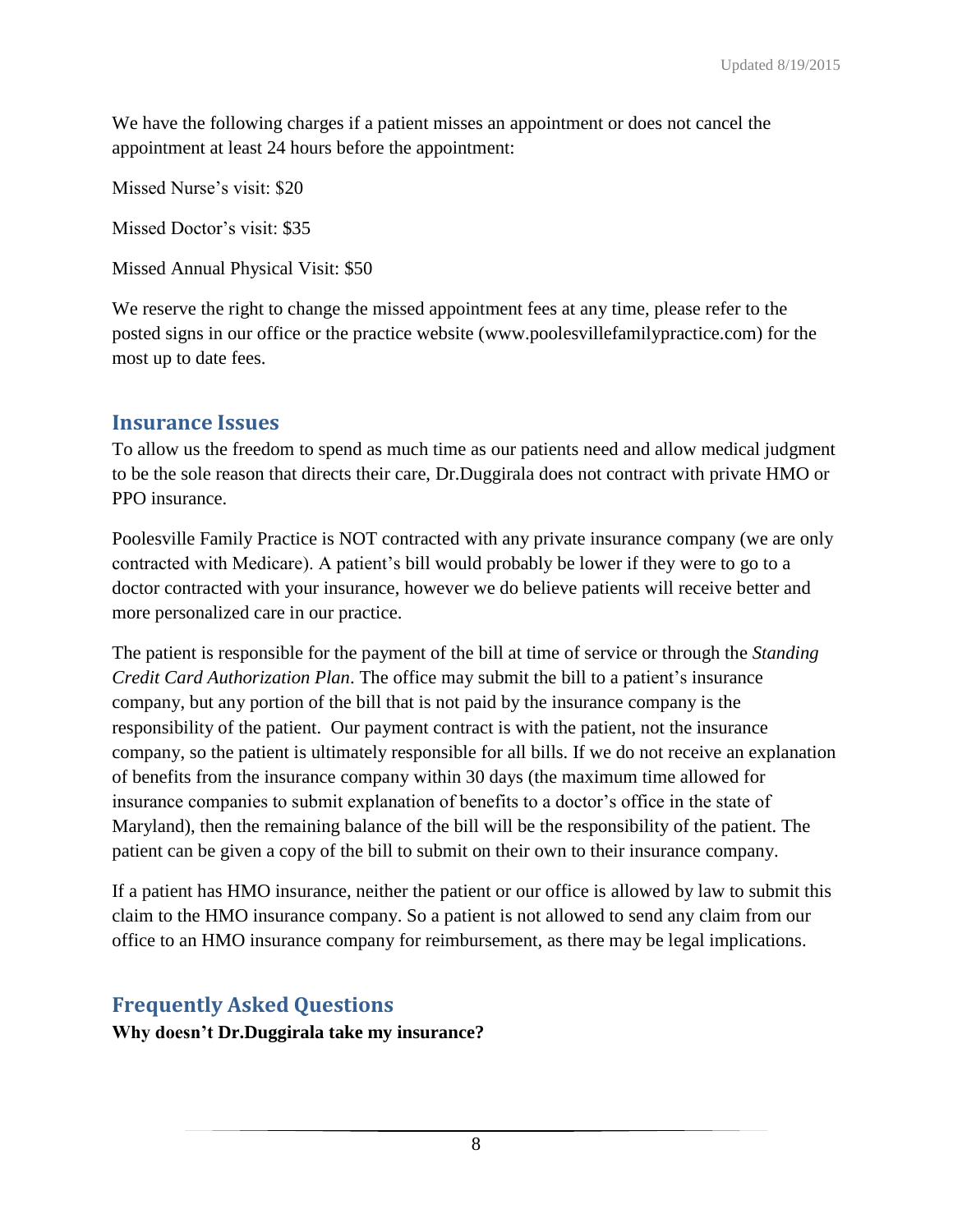We have the following charges if a patient misses an appointment or does not cancel the appointment at least 24 hours before the appointment:

Missed Nurse's visit: $20

Missed Doctor's visit: $35

Missed Annual Physical Visit: $50

We reserve the right to change the missed appointment fees at any time, please refer to the posted signs in our office or the practice website (www.poolesvillefamilypractice.com) for the most up to date fees.

## Insurance Issues

To allow us the freedom to spend as much time as our patients need and allow medical judgment to be the sole reason that directs their care, Dr.Duggirala does not contract with private HMO or PPO insurance.

Poolesville Family Practice is NOT contracted with any private insurance company (we are only contracted with Medicare). A patient's bill would probably be lower if they were to go to a doctor contracted with your insurance, however we do believe patients will receive better and more personalized care in our practice.

The patient is responsible for the payment of the bill at time of service or through the *Standing Credit Card Authorization Plan*. The office may submit the bill to a patient's insurance company, but any portion of the bill that is not paid by the insurance company is the responsibility of the patient. Our payment contract is with the patient, not the insurance company, so the patient is ultimately responsible for all bills. If we do not receive an explanation of benefits from the insurance company within 30 days (the maximum time allowed for insurance companies to submit explanation of benefits to a doctor's office in the state of Maryland), then the remaining balance of the bill will be the responsibility of the patient. The patient can be given a copy of the bill to submit on their own to their insurance company.

If a patient has HMO insurance, neither the patient or our office is allowed by law to submit this claim to the HMO insurance company. So a patient is not allowed to send any claim from our office to an HMO insurance company for reimbursement, as there may be legal implications.

## Frequently Asked Questions

**Why doesn't Dr.Duggirala take my insurance?**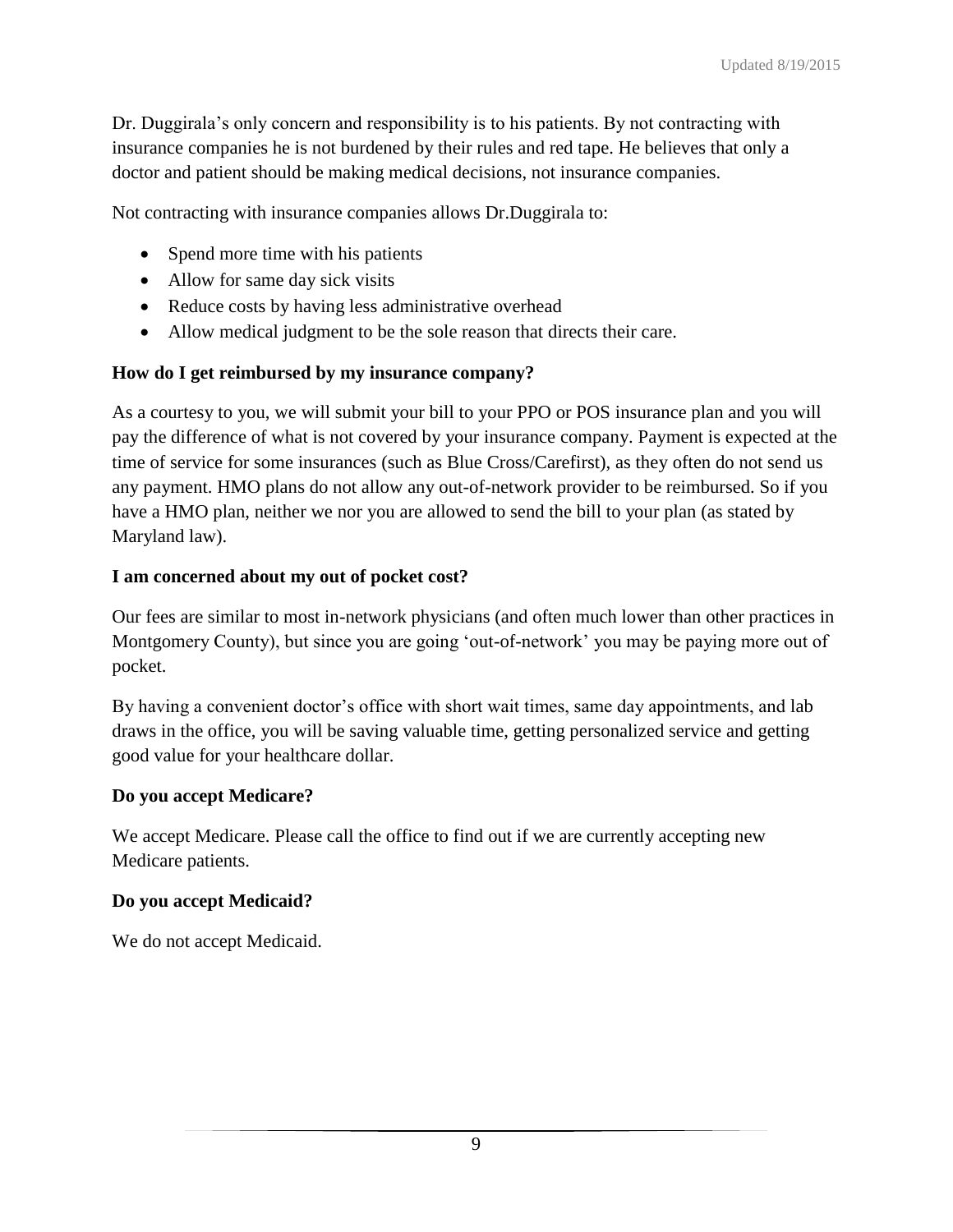Dr. Duggirala's only concern and responsibility is to his patients. By not contracting with insurance companies he is not burdened by their rules and red tape. He believes that only a doctor and patient should be making medical decisions, not insurance companies.

Not contracting with insurance companies allows Dr.Duggirala to:

- Spend more time with his patients
- Allow for same day sick visits
- Reduce costs by having less administrative overhead
- Allow medical judgment to be the sole reason that directs their care.

**How do I get reimbursed by my insurance company?**

As a courtesy to you, we will submit your bill to your PPO or POS insurance plan and you will pay the difference of what is not covered by your insurance company. Payment is expected at the time of service for some insurances (such as Blue Cross/Carefirst), as they often do not send us any payment. HMO plans do not allow any out-of-network provider to be reimbursed. So if you have a HMO plan, neither we nor you are allowed to send the bill to your plan (as stated by Maryland law).

**I am concerned about my out of pocket cost?**

Our fees are similar to most in-network physicians (and often much lower than other practices in Montgomery County), but since you are going 'out-of-network' you may be paying more out of pocket.

By having a convenient doctor's office with short wait times, same day appointments, and lab draws in the office, you will be saving valuable time, getting personalized service and getting good value for your healthcare dollar.

**Do you accept Medicare?**

We accept Medicare. Please call the office to find out if we are currently accepting new Medicare patients.

**Do you accept Medicaid?**

We do not accept Medicaid.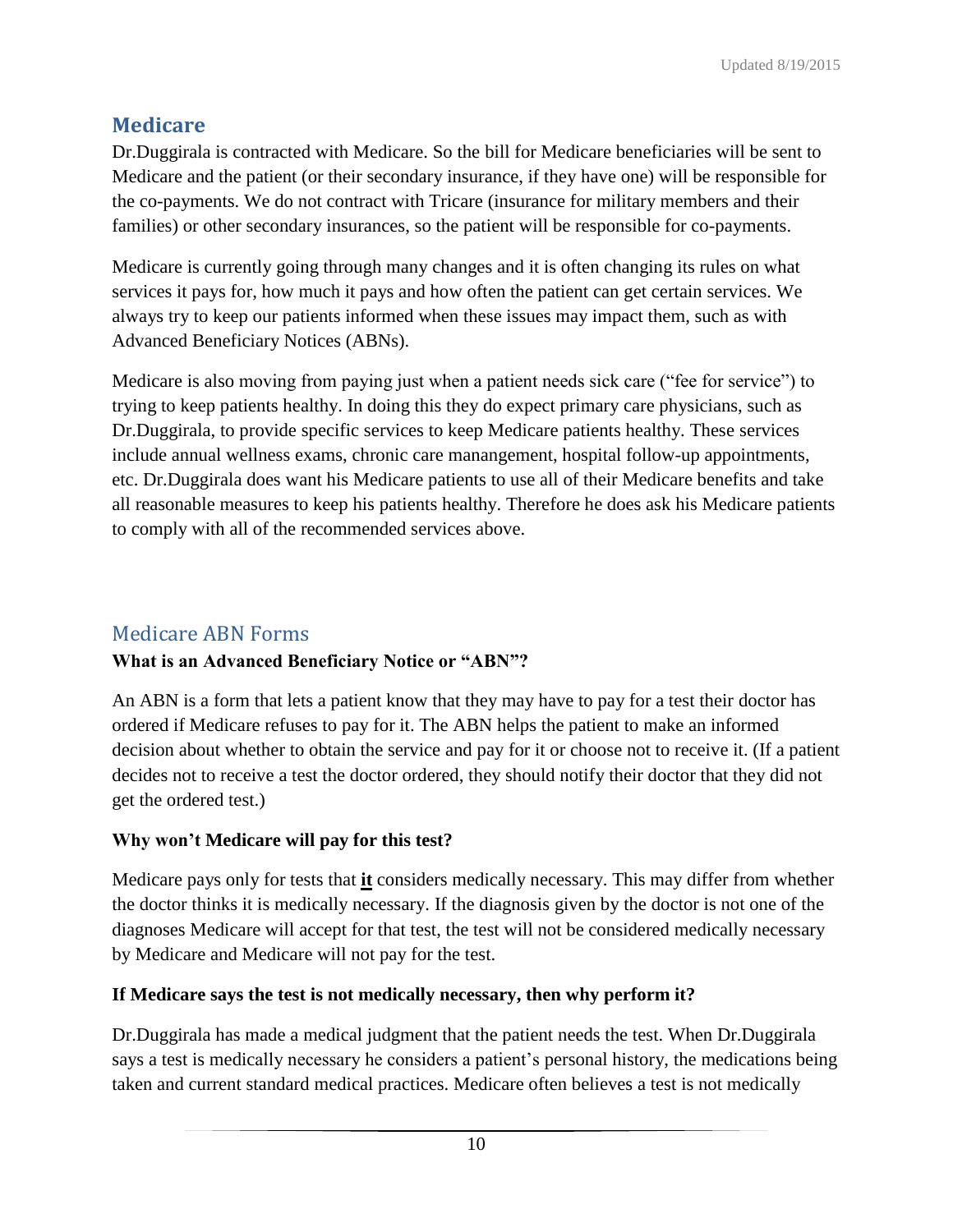## Medicare

Dr.Duggirala is contracted with Medicare. So the bill for Medicare beneficiaries will be sent to Medicare and the patient (or their secondary insurance, if they have one) will be responsible for the co-payments. We do not contract with Tricare (insurance for military members and their families) or other secondary insurances, so the patient will be responsible for co-payments.

Medicare is currently going through many changes and it is often changing its rules on what services it pays for, how much it pays and how often the patient can get certain services. We always try to keep our patients informed when these issues may impact them, such as with Advanced Beneficiary Notices (ABNs).

Medicare is also moving from paying just when a patient needs sick care ("fee for service") to trying to keep patients healthy. In doing this they do expect primary care physicians, such as Dr.Duggirala, to provide specific services to keep Medicare patients healthy. These services include annual wellness exams, chronic care manangement, hospital follow-up appointments, etc. Dr.Duggirala does want his Medicare patients to use all of their Medicare benefits and take all reasonable measures to keep his patients healthy. Therefore he does ask his Medicare patients to comply with all of the recommended services above.

### Medicare ABN Forms

**What is an Advanced Beneficiary Notice or "ABN"?**

An ABN is a form that lets a patient know that they may have to pay for a test their doctor has ordered if Medicare refuses to pay for it. The ABN helps the patient to make an informed decision about whether to obtain the service and pay for it or choose not to receive it. (If a patient decides not to receive a test the doctor ordered, they should notify their doctor that they did not get the ordered test.)

**Why won't Medicare will pay for this test?**

Medicare pays only for tests that **it** considers medically necessary. This may differ from whether the doctor thinks it is medically necessary. If the diagnosis given by the doctor is not one of the diagnoses Medicare will accept for that test, the test will not be considered medically necessary by Medicare and Medicare will not pay for the test.

**If Medicare says the test is not medically necessary, then why perform it?**

Dr.Duggirala has made a medical judgment that the patient needs the test. When Dr.Duggirala says a test is medically necessary he considers a patient's personal history, the medications being taken and current standard medical practices. Medicare often believes a test is not medically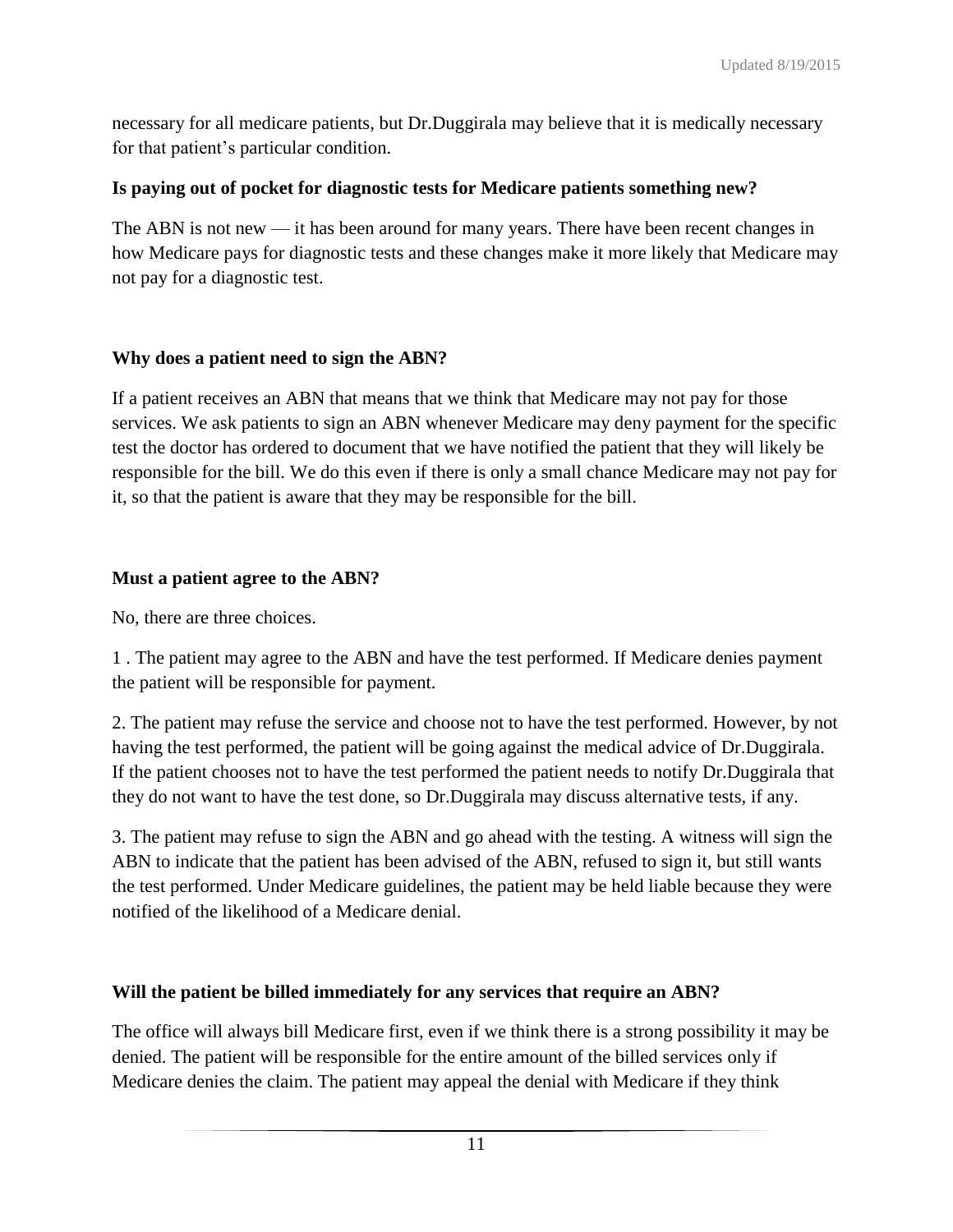necessary for all medicare patients, but Dr.Duggirala may believe that it is medically necessary for that patient's particular condition.

**Is paying out of pocket for diagnostic tests for Medicare patients something new?**

The ABN is not new — it has been around for many years. There have been recent changes in how Medicare pays for diagnostic tests and these changes make it more likely that Medicare may not pay for a diagnostic test.

**Why does a patient need to sign the ABN?**

If a patient receives an ABN that means that we think that Medicare may not pay for those services. We ask patients to sign an ABN whenever Medicare may deny payment for the specific test the doctor has ordered to document that we have notified the patient that they will likely be responsible for the bill. We do this even if there is only a small chance Medicare may not pay for it, so that the patient is aware that they may be responsible for the bill.

**Must a patient agree to the ABN?**

No, there are three choices.

1 . The patient may agree to the ABN and have the test performed. If Medicare denies payment the patient will be responsible for payment.

2. The patient may refuse the service and choose not to have the test performed. However, by not having the test performed, the patient will be going against the medical advice of Dr.Duggirala. If the patient chooses not to have the test performed the patient needs to notify Dr.Duggirala that they do not want to have the test done, so Dr.Duggirala may discuss alternative tests, if any.

3. The patient may refuse to sign the ABN and go ahead with the testing. A witness will sign the ABN to indicate that the patient has been advised of the ABN, refused to sign it, but still wants the test performed. Under Medicare guidelines, the patient may be held liable because they were notified of the likelihood of a Medicare denial.

**Will the patient be billed immediately for any services that require an ABN?**

The office will always bill Medicare first, even if we think there is a strong possibility it may be denied. The patient will be responsible for the entire amount of the billed services only if Medicare denies the claim. The patient may appeal the denial with Medicare if they think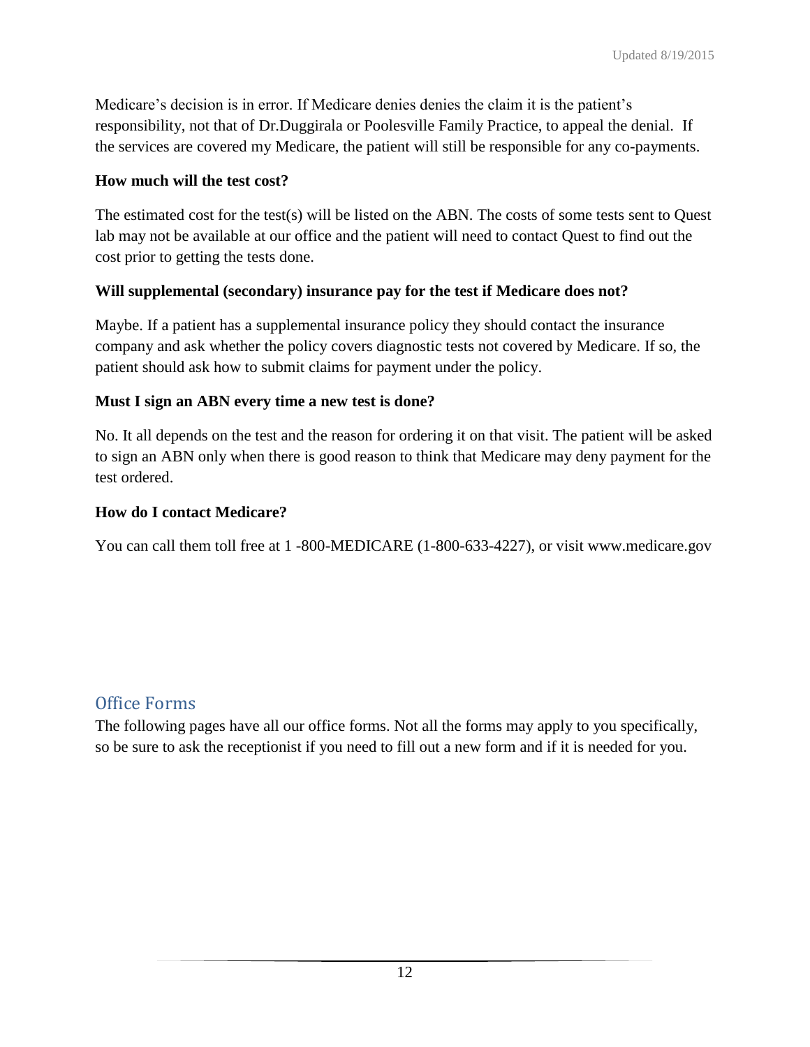Medicare's decision is in error. If Medicare denies denies the claim it is the patient's responsibility, not that of Dr.Duggirala or Poolesville Family Practice, to appeal the denial. If the services are covered my Medicare, the patient will still be responsible for any co-payments.

**How much will the test cost?**

The estimated cost for the test(s) will be listed on the ABN. The costs of some tests sent to Quest lab may not be available at our office and the patient will need to contact Quest to find out the cost prior to getting the tests done.

**Will supplemental (secondary) insurance pay for the test if Medicare does not?**

Maybe. If a patient has a supplemental insurance policy they should contact the insurance company and ask whether the policy covers diagnostic tests not covered by Medicare. If so, the patient should ask how to submit claims for payment under the policy.

**Must I sign an ABN every time a new test is done?**

No. It all depends on the test and the reason for ordering it on that visit. The patient will be asked to sign an ABN only when there is good reason to think that Medicare may deny payment for the test ordered.

**How do I contact Medicare?**

You can call them toll free at 1 -800-MEDICARE (1-800-633-4227), or visit www.medicare.gov

## Office Forms

The following pages have all our office forms. Not all the forms may apply to you specifically, so be sure to ask the receptionist if you need to fill out a new form and if it is needed for you.